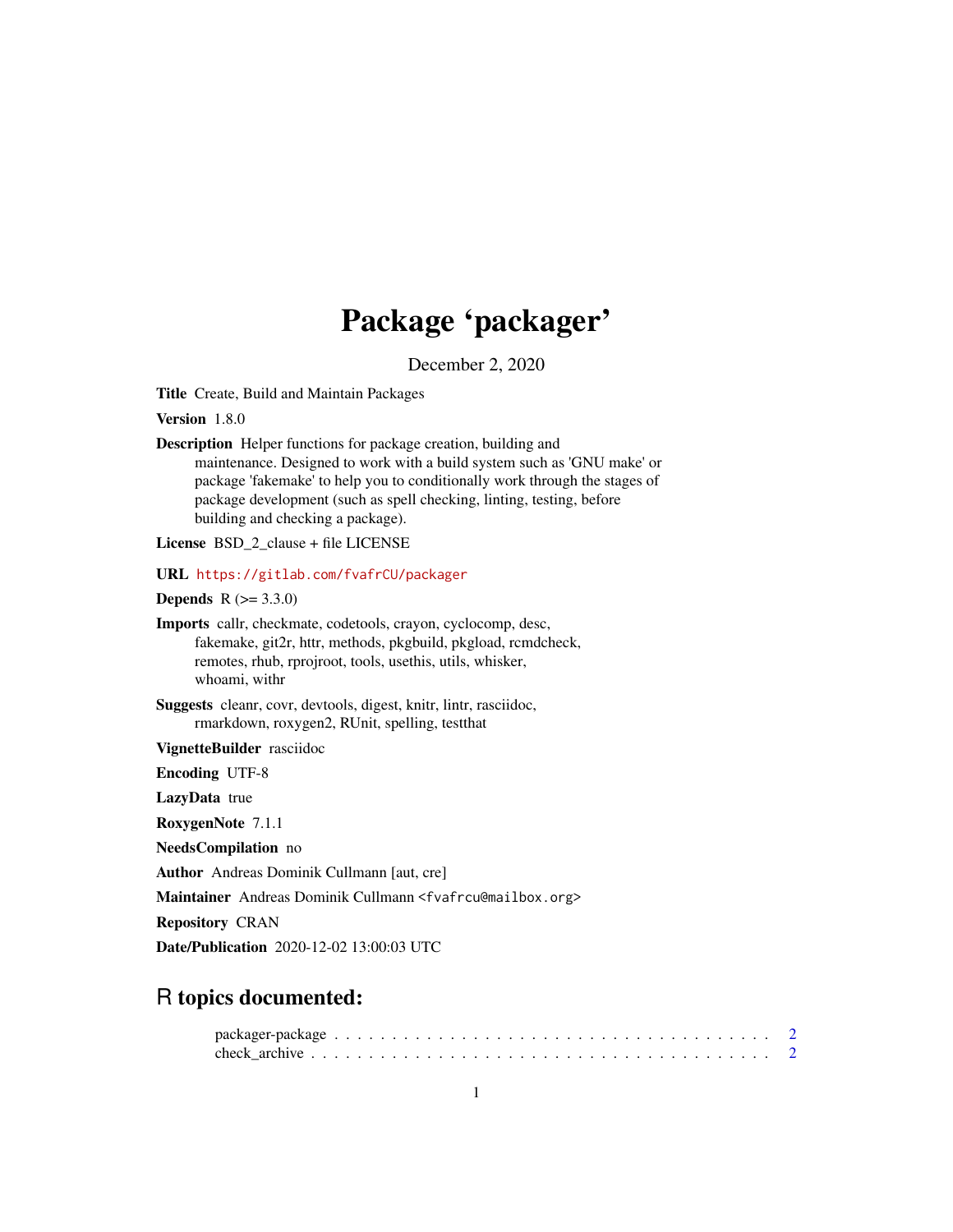# Package 'packager'

December 2, 2020

**Title** Create, Build and Maintain Packages

**Version** 1.8.0

**Description** Helper functions for package creation, building and maintenance. Designed to work with a build system such as 'GNU make' or package 'fakemake' to help you to conditionally work through the stages of package development (such as spell checking, linting, testing, before building and checking a package).

**License** BSD_2_clause + file LICENSE

**URL** https://gitlab.com/fvafrCU/packager

**Depends** R (>= 3.3.0)

**Imports** callr, checkmate, codetools, crayon, cyclocomp, desc, fakemake, git2r, httr, methods, pkgbuild, pkgload, rcmdcheck, remotes, rhub, rprojroot, tools, usethis, utils, whisker, whoami, withr

**Suggests** cleanr, covr, devtools, digest, knitr, lintr, rasciidoc, rmarkdown, roxygen2, RUnit, spelling, testthat

**VignetteBuilder** rasciidoc

**Encoding** UTF-8

**LazyData** true

**RoxygenNote** 7.1.1

**NeedsCompilation** no

**Author** Andreas Dominik Cullmann [aut, cre]

**Maintainer** Andreas Dominik Cullmann <fvafrcu@mailbox.org>

**Repository** CRAN

**Date/Publication** 2020-12-02 13:00:03 UTC

## R topics documented:

packager-package . . . . . . . . . . . . . . . . . . . . . . . . . . . . . . . . . . . . . . 2
check_archive . . . . . . . . . . . . . . . . . . . . . . . . . . . . . . . . . . . . . . . . 2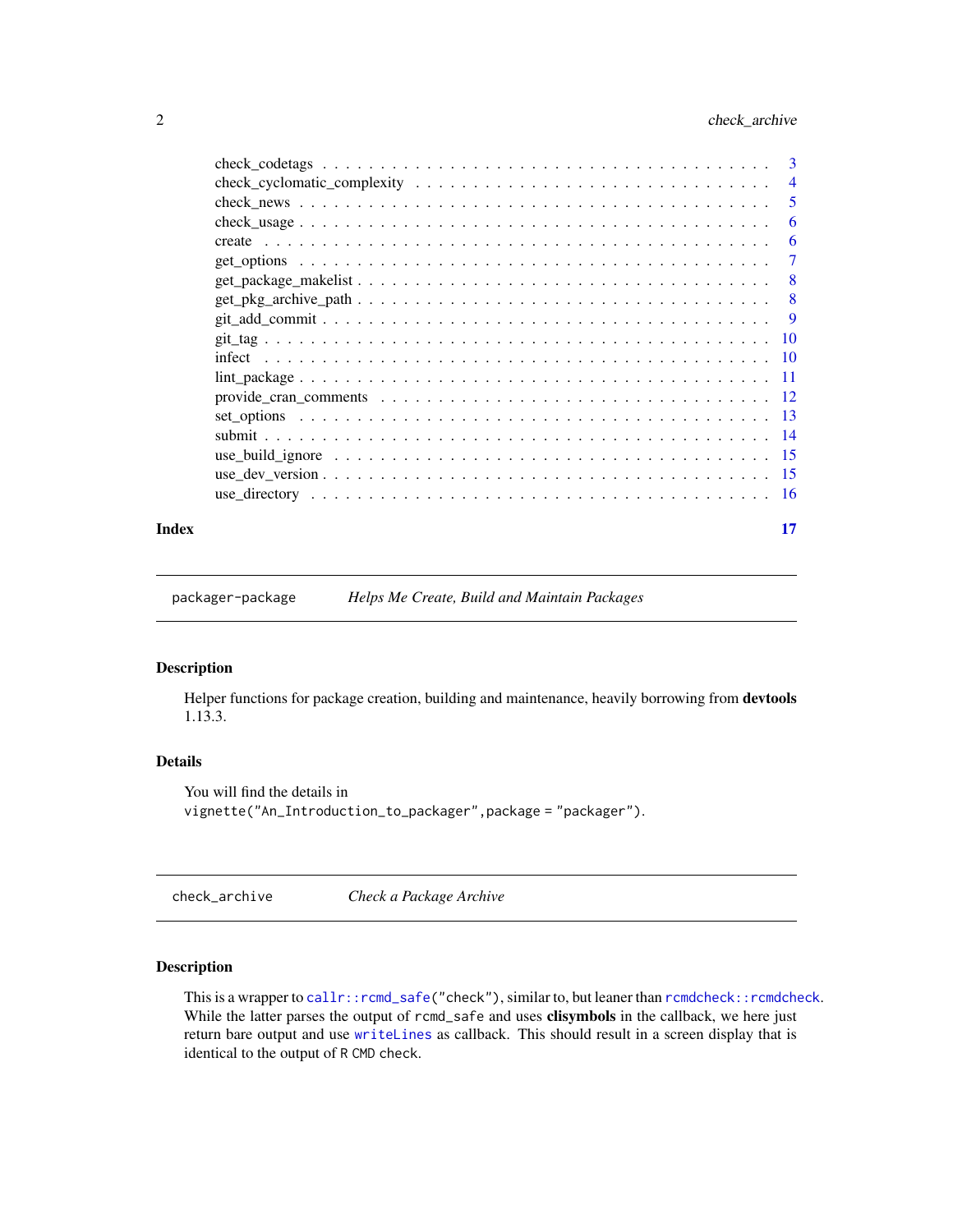check_codetags . . . . . . . . . . . . . . . . . . . . . . . . . . . . . . . . . . 3
check_cyclomatic_complexity . . . . . . . . . . . . . . . . . . . . . . . . . . . . 4
check_news . . . . . . . . . . . . . . . . . . . . . . . . . . . . . . . . . . . . 5
check_usage . . . . . . . . . . . . . . . . . . . . . . . . . . . . . . . . . . . . 6
create . . . . . . . . . . . . . . . . . . . . . . . . . . . . . . . . . . . . . . 6
get_options . . . . . . . . . . . . . . . . . . . . . . . . . . . . . . . . . . . . 7
get_package_makelist . . . . . . . . . . . . . . . . . . . . . . . . . . . . . . . 8
get_pkg_archive_path . . . . . . . . . . . . . . . . . . . . . . . . . . . . . . . 8
git_add_commit . . . . . . . . . . . . . . . . . . . . . . . . . . . . . . . . . . 9
git_tag . . . . . . . . . . . . . . . . . . . . . . . . . . . . . . . . . . . . . . 10
infect . . . . . . . . . . . . . . . . . . . . . . . . . . . . . . . . . . . . . . 10
lint_package . . . . . . . . . . . . . . . . . . . . . . . . . . . . . . . . . . . 11
provide_cran_comments . . . . . . . . . . . . . . . . . . . . . . . . . . . . . . 12
set_options . . . . . . . . . . . . . . . . . . . . . . . . . . . . . . . . . . . . 13
submit . . . . . . . . . . . . . . . . . . . . . . . . . . . . . . . . . . . . . . 14
use_build_ignore . . . . . . . . . . . . . . . . . . . . . . . . . . . . . . . . . 15
use_dev_version . . . . . . . . . . . . . . . . . . . . . . . . . . . . . . . . . . 15
use_directory . . . . . . . . . . . . . . . . . . . . . . . . . . . . . . . . . . . 16

**Index** **17**

---

## packager-package — *Helps Me Create, Build and Maintain Packages*

### Description

Helper functions for package creation, building and maintenance, heavily borrowing from **devtools** 1.13.3.

### Details

You will find the details in
`vignette("An_Introduction_to_packager",package = "packager")`.

---

## check_archive — *Check a Package Archive*

### Description

This is a wrapper to `callr::rcmd_safe("check")`, similar to, but leaner than `rcmdcheck::rcmdcheck`. While the latter parses the output of `rcmd_safe` and uses **clisymbols** in the callback, we here just return bare output and use `writeLines` as callback. This should result in a screen display that is identical to the output of `R CMD check`.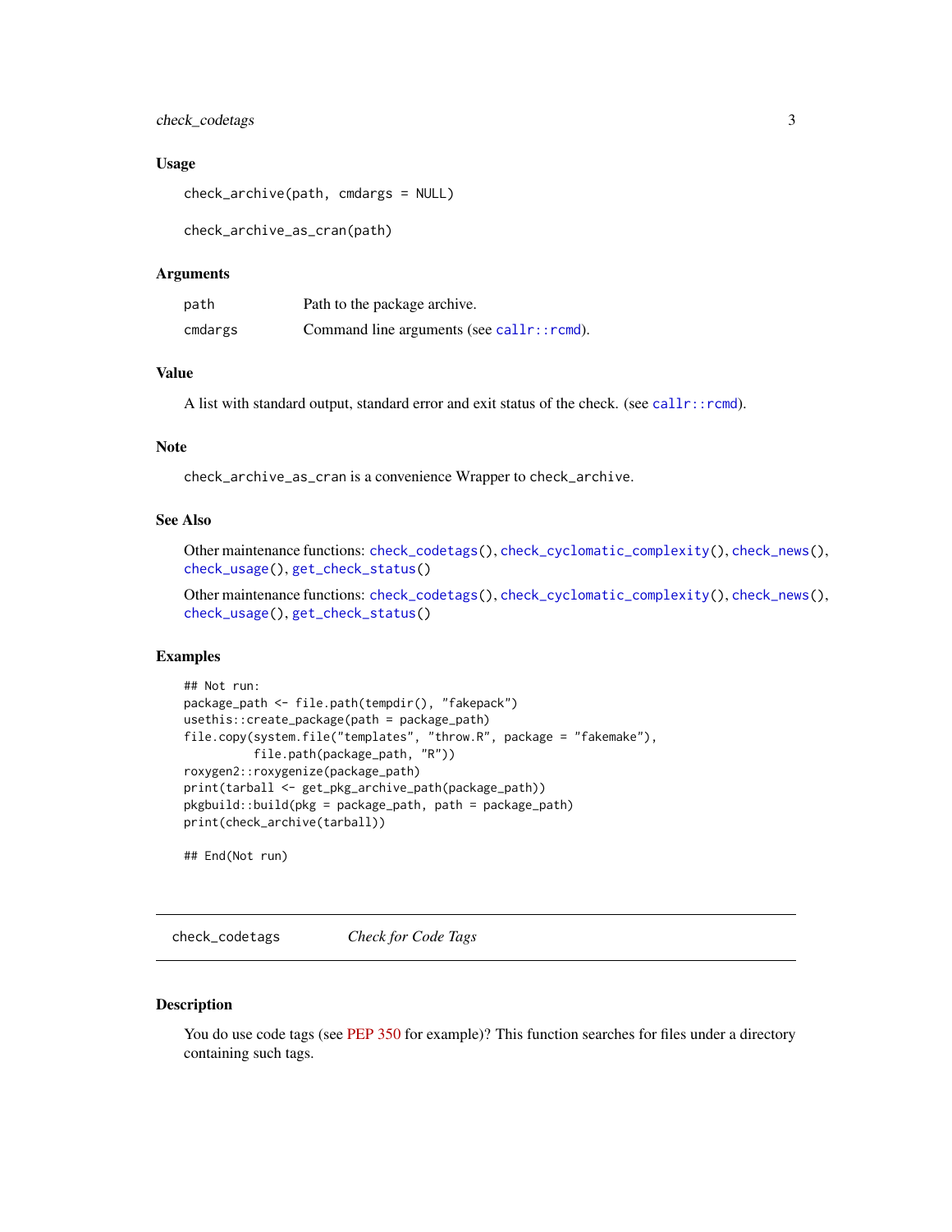### Usage

```
check_archive(path, cmdargs = NULL)

check_archive_as_cran(path)
```

### Arguments

| | |
|---|---|
| `path` | Path to the package archive. |
| `cmdargs` | Command line arguments (see `callr::rcmd`). |

### Value

A list with standard output, standard error and exit status of the check. (see `callr::rcmd`).

### Note

`check_archive_as_cran` is a convenience Wrapper to `check_archive`.

### See Also

Other maintenance functions: `check_codetags()`, `check_cyclomatic_complexity()`, `check_news()`, `check_usage()`, `get_check_status()`

Other maintenance functions: `check_codetags()`, `check_cyclomatic_complexity()`, `check_news()`, `check_usage()`, `get_check_status()`

### Examples

```
## Not run:
package_path <- file.path(tempdir(), "fakepack")
usethis::create_package(path = package_path)
file.copy(system.file("templates", "throw.R", package = "fakemake"),
          file.path(package_path, "R"))
roxygen2::roxygenize(package_path)
print(tarball <- get_pkg_archive_path(package_path))
pkgbuild::build(pkg = package_path, path = package_path)
print(check_archive(tarball))

## End(Not run)
```

---

## `check_codetags` *Check for Code Tags*

### Description

You do use code tags (see PEP 350 for example)? This function searches for files under a directory containing such tags.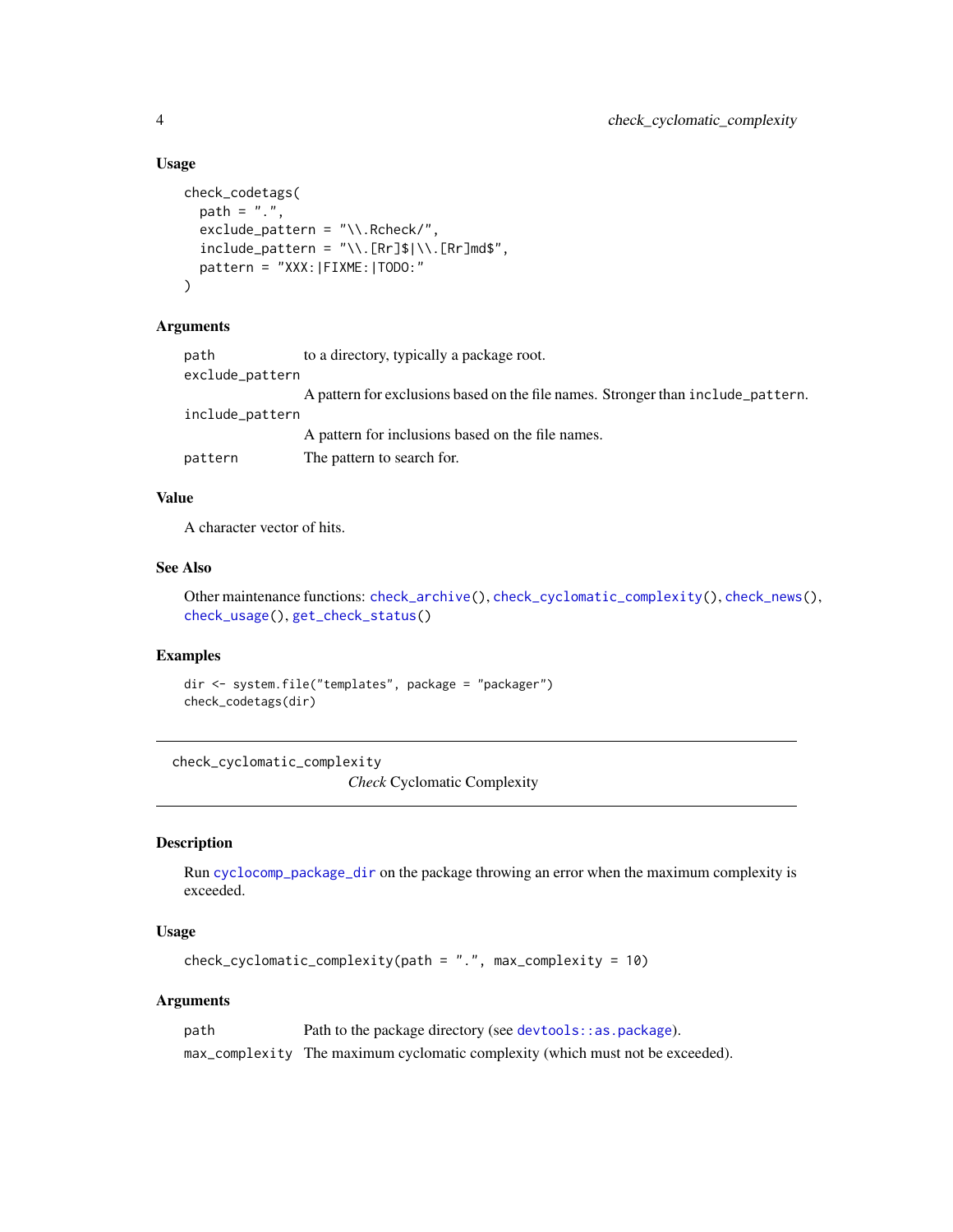### Usage

```
check_codetags(
  path = ".",
  exclude_pattern = "\\.Rcheck/",
  include_pattern = "\\.[Rr]$|\\.[Rr]md$",
  pattern = "XXX:|FIXME:|TODO:"
)
```

### Arguments

| | |
|---|---|
| `path` | to a directory, typically a package root. |
| `exclude_pattern` | A pattern for exclusions based on the file names. Stronger than `include_pattern`. |
| `include_pattern` | A pattern for inclusions based on the file names. |
| `pattern` | The pattern to search for. |

### Value

A character vector of hits.

### See Also

Other maintenance functions: `check_archive()`, `check_cyclomatic_complexity()`, `check_news()`, `check_usage()`, `get_check_status()`

### Examples

```
dir <- system.file("templates", package = "packager")
check_codetags(dir)
```

---

## check_cyclomatic_complexity — *Check* Cyclomatic Complexity

---

### Description

Run `cyclocomp_package_dir` on the package throwing an error when the maximum complexity is exceeded.

### Usage

```
check_cyclomatic_complexity(path = ".", max_complexity = 10)
```

### Arguments

| | |
|---|---|
| `path` | Path to the package directory (see `devtools::as.package`). |
| `max_complexity` | The maximum cyclomatic complexity (which must not be exceeded). |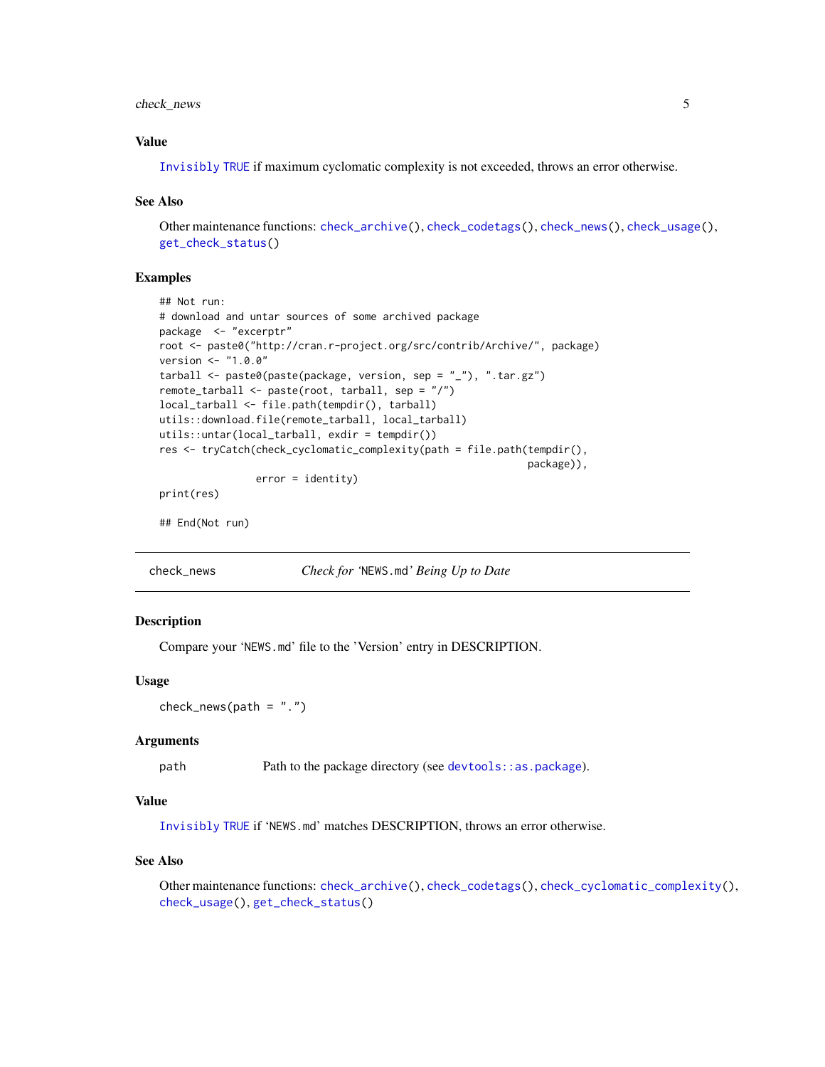### Value

Invisibly TRUE if maximum cyclomatic complexity is not exceeded, throws an error otherwise.

### See Also

Other maintenance functions: check_archive(), check_codetags(), check_news(), check_usage(), get_check_status()

### Examples

```
## Not run:
# download and untar sources of some archived package
package  <- "excerptr"
root <- paste0("http://cran.r-project.org/src/contrib/Archive/", package)
version <- "1.0.0"
tarball <- paste0(paste(package, version, sep = "_"), ".tar.gz")
remote_tarball <- paste(root, tarball, sep = "/")
local_tarball <- file.path(tempdir(), tarball)
utils::download.file(remote_tarball, local_tarball)
utils::untar(local_tarball, exdir = tempdir())
res <- tryCatch(check_cyclomatic_complexity(path = file.path(tempdir(),
                                                             package)),
                error = identity)
print(res)

## End(Not run)
```

---

## check_news — *Check for 'NEWS.md' Being Up to Date*

### Description

Compare your 'NEWS.md' file to the 'Version' entry in DESCRIPTION.

### Usage

```
check_news(path = ".")
```

### Arguments

| | |
|---|---|
| path | Path to the package directory (see devtools::as.package). |

### Value

Invisibly TRUE if 'NEWS.md' matches DESCRIPTION, throws an error otherwise.

### See Also

Other maintenance functions: check_archive(), check_codetags(), check_cyclomatic_complexity(), check_usage(), get_check_status()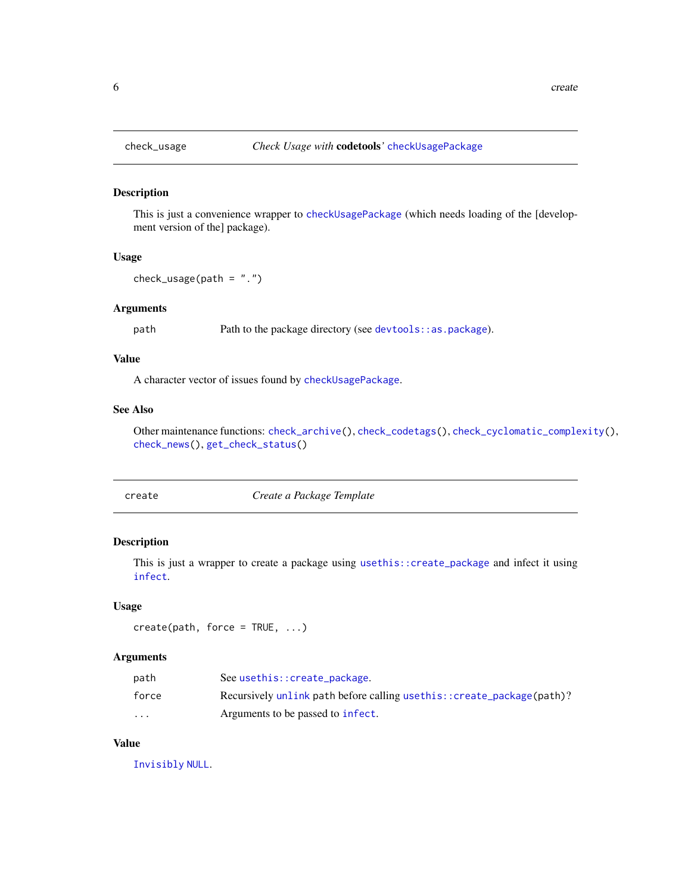## check_usage — *Check Usage with* **codetools**' `checkUsagePackage`

### Description

This is just a convenience wrapper to `checkUsagePackage` (which needs loading of the [development version of the] package).

### Usage

```
check_usage(path = ".")
```

### Arguments

| | |
|---|---|
| `path` | Path to the package directory (see `devtools::as.package`). |

### Value

A character vector of issues found by `checkUsagePackage`.

### See Also

Other maintenance functions: `check_archive()`, `check_codetags()`, `check_cyclomatic_complexity()`, `check_news()`, `get_check_status()`

## create — *Create a Package Template*

### Description

This is just a wrapper to create a package using `usethis::create_package` and infect it using `infect`.

### Usage

```
create(path, force = TRUE, ...)
```

### Arguments

| | |
|---|---|
| `path` | See `usethis::create_package`. |
| `force` | Recursively `unlink` `path` before calling `usethis::create_package(path)`? |
| `...` | Arguments to be passed to `infect`. |

### Value

`Invisibly NULL`.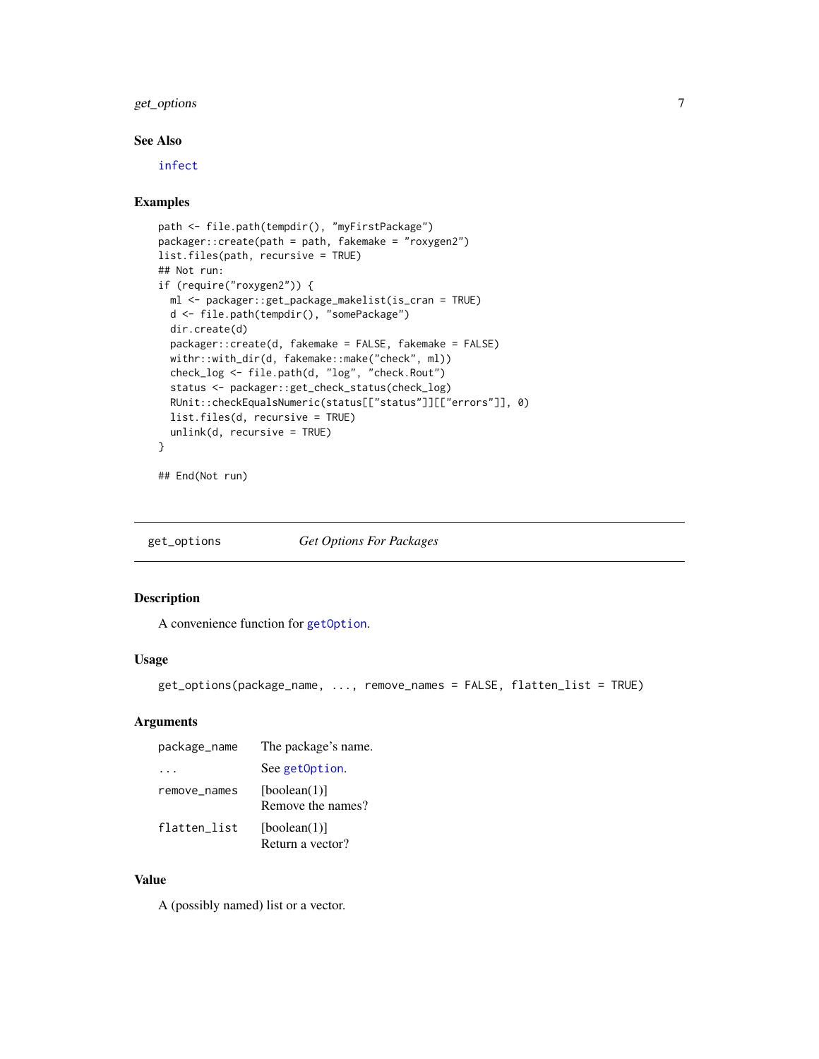### See Also

infect

### Examples

```
path <- file.path(tempdir(), "myFirstPackage")
packager::create(path = path, fakemake = "roxygen2")
list.files(path, recursive = TRUE)
## Not run:
if (require("roxygen2")) {
  ml <- packager::get_package_makelist(is_cran = TRUE)
  d <- file.path(tempdir(), "somePackage")
  dir.create(d)
  packager::create(d, fakemake = FALSE, fakemake = FALSE)
  withr::with_dir(d, fakemake::make("check", ml))
  check_log <- file.path(d, "log", "check.Rout")
  status <- packager::get_check_status(check_log)
  RUnit::checkEqualsNumeric(status[["status"]][["errors"]], 0)
  list.files(d, recursive = TRUE)
  unlink(d, recursive = TRUE)
}

## End(Not run)
```

---

## get_options — *Get Options For Packages*

### Description

A convenience function for getOption.

### Usage

```
get_options(package_name, ..., remove_names = FALSE, flatten_list = TRUE)
```

### Arguments

| | |
|---|---|
| package_name | The package's name. |
| ... | See getOption. |
| remove_names | [boolean(1)] Remove the names? |
| flatten_list | [boolean(1)] Return a vector? |

### Value

A (possibly named) list or a vector.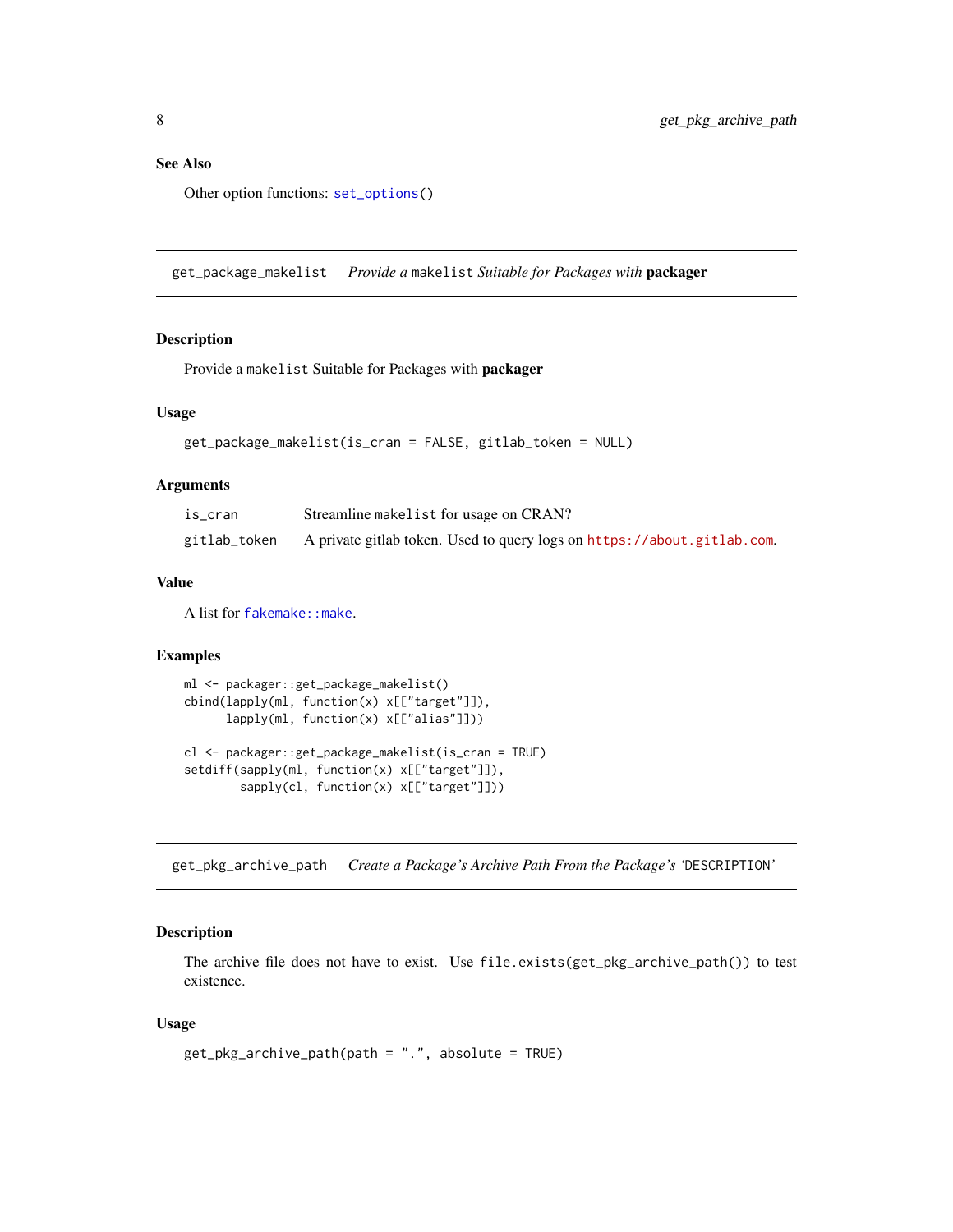### See Also

Other option functions: `set_options()`

---

## get_package_makelist — *Provide a* `makelist` *Suitable for Packages with* **packager**

### Description

Provide a `makelist` Suitable for Packages with **packager**

### Usage

```
get_package_makelist(is_cran = FALSE, gitlab_token = NULL)
```

### Arguments

| | |
|---|---|
| `is_cran` | Streamline `makelist` for usage on CRAN? |
| `gitlab_token` | A private gitlab token. Used to query logs on https://about.gitlab.com. |

### Value

A list for `fakemake::make`.

### Examples

```
ml <- packager::get_package_makelist()
cbind(lapply(ml, function(x) x[["target"]]),
      lapply(ml, function(x) x[["alias"]]))

cl <- packager::get_package_makelist(is_cran = TRUE)
setdiff(sapply(ml, function(x) x[["target"]]),
        sapply(cl, function(x) x[["target"]]))
```

---

## get_pkg_archive_path — *Create a Package's Archive Path From the Package's* 'DESCRIPTION'

### Description

The archive file does not have to exist. Use `file.exists(get_pkg_archive_path())` to test existence.

### Usage

```
get_pkg_archive_path(path = ".", absolute = TRUE)
```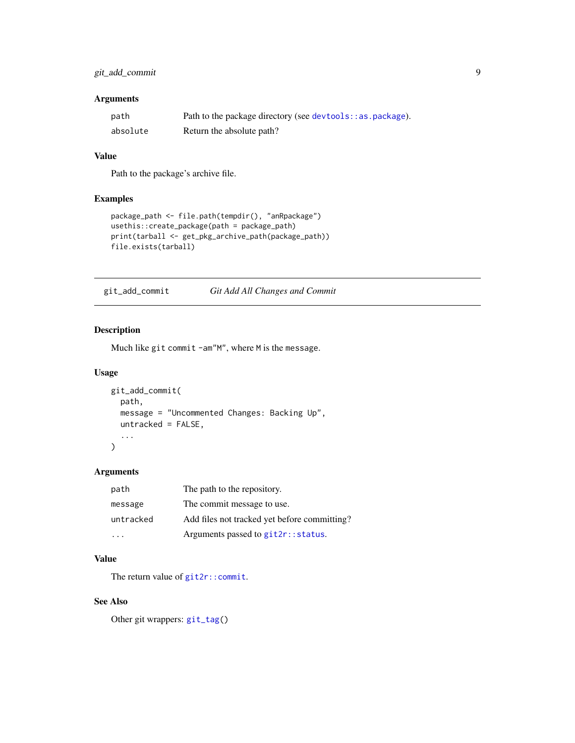### Arguments

| | |
|---|---|
| `path` | Path to the package directory (see `devtools::as.package`). |
| `absolute` | Return the absolute path? |

### Value

Path to the package's archive file.

### Examples

```
package_path <- file.path(tempdir(), "anRpackage")
usethis::create_package(path = package_path)
print(tarball <- get_pkg_archive_path(package_path))
file.exists(tarball)
```

---

## `git_add_commit` *Git Add All Changes and Commit*

---

### Description

Much like `git commit -am"M"`, where `M` is the `message`.

### Usage

```
git_add_commit(
  path,
  message = "Uncommented Changes: Backing Up",
  untracked = FALSE,
  ...
)
```

### Arguments

| | |
|---|---|
| `path` | The path to the repository. |
| `message` | The commit message to use. |
| `untracked` | Add files not tracked yet before committing? |
| `...` | Arguments passed to `git2r::status`. |

### Value

The return value of `git2r::commit`.

### See Also

Other git wrappers: `git_tag()`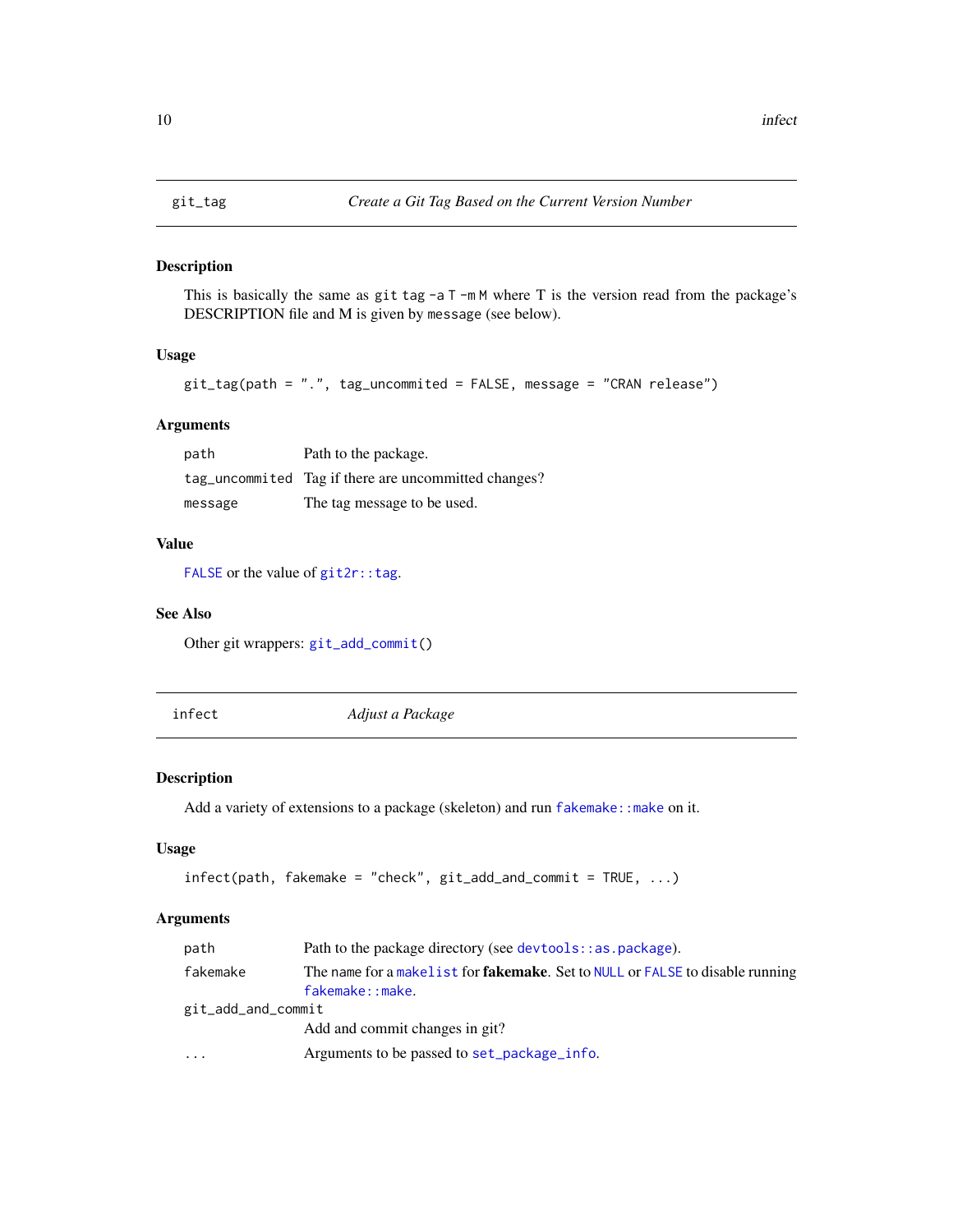## git_tag — *Create a Git Tag Based on the Current Version Number*

### Description

This is basically the same as `git tag -a T -m M` where T is the version read from the package's DESCRIPTION file and M is given by `message` (see below).

### Usage

```
git_tag(path = ".", tag_uncommited = FALSE, message = "CRAN release")
```

### Arguments

| | |
|---|---|
| `path` | Path to the package. |
| `tag_uncommited` | Tag if there are uncommitted changes? |
| `message` | The tag message to be used. |

### Value

`FALSE` or the value of `git2r::tag`.

### See Also

Other git wrappers: `git_add_commit()`

## infect — *Adjust a Package*

### Description

Add a variety of extensions to a package (skeleton) and run `fakemake::make` on it.

### Usage

```
infect(path, fakemake = "check", git_add_and_commit = TRUE, ...)
```

### Arguments

| | |
|---|---|
| `path` | Path to the package directory (see `devtools::as.package`). |
| `fakemake` | The name for a `makelist` for **fakemake**. Set to `NULL` or `FALSE` to disable running `fakemake::make`. |
| `git_add_and_commit` | Add and commit changes in git? |
| `...` | Arguments to be passed to `set_package_info`. |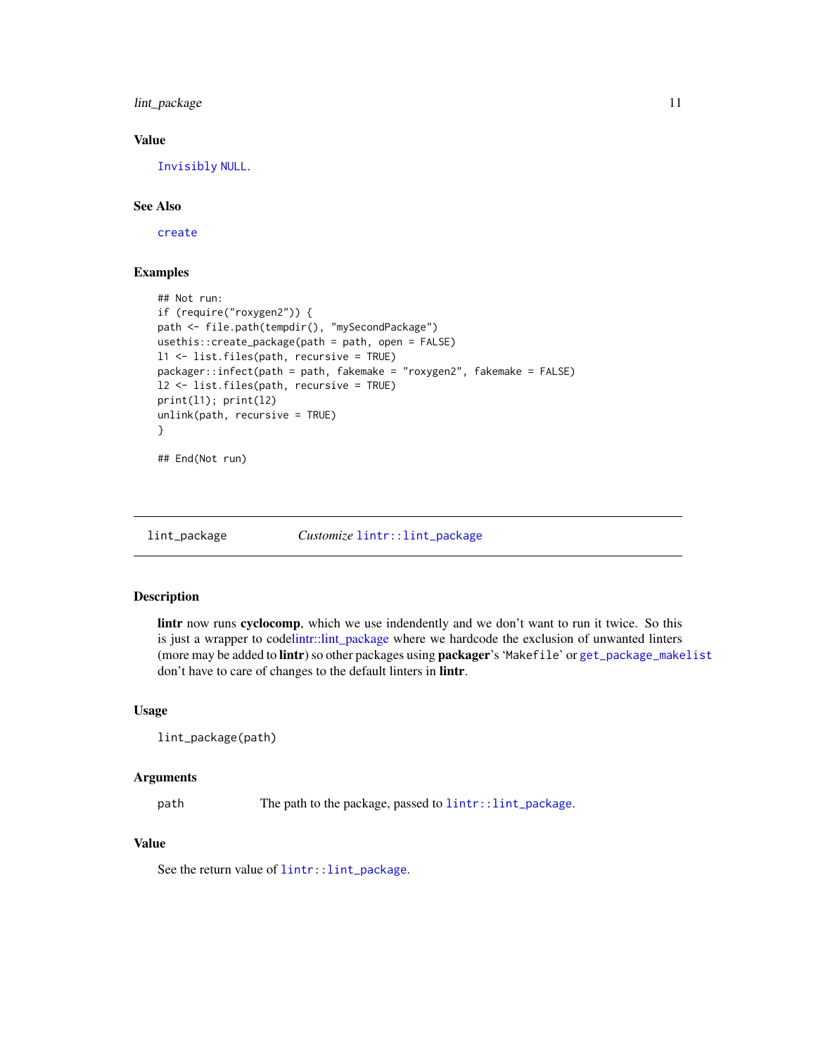### Value

`Invisibly NULL`.

### See Also

`create`

### Examples

```
## Not run:
if (require("roxygen2")) {
path <- file.path(tempdir(), "mySecondPackage")
usethis::create_package(path = path, open = FALSE)
l1 <- list.files(path, recursive = TRUE)
packager::infect(path = path, fakemake = "roxygen2", fakemake = FALSE)
l2 <- list.files(path, recursive = TRUE)
print(l1); print(l2)
unlink(path, recursive = TRUE)
}

## End(Not run)
```

---

## lint_package — *Customize* `lintr::lint_package`

### Description

**lintr** now runs **cyclocomp**, which we use indendently and we don't want to run it twice. So this is just a wrapper to codelintr::lint_package where we hardcode the exclusion of unwanted linters (more may be added to **lintr**) so other packages using **packager**'s 'Makefile' or `get_package_makelist` don't have to care of changes to the default linters in **lintr**.

### Usage

```
lint_package(path)
```

### Arguments

| | |
|---|---|
| `path` | The path to the package, passed to `lintr::lint_package`. |

### Value

See the return value of `lintr::lint_package`.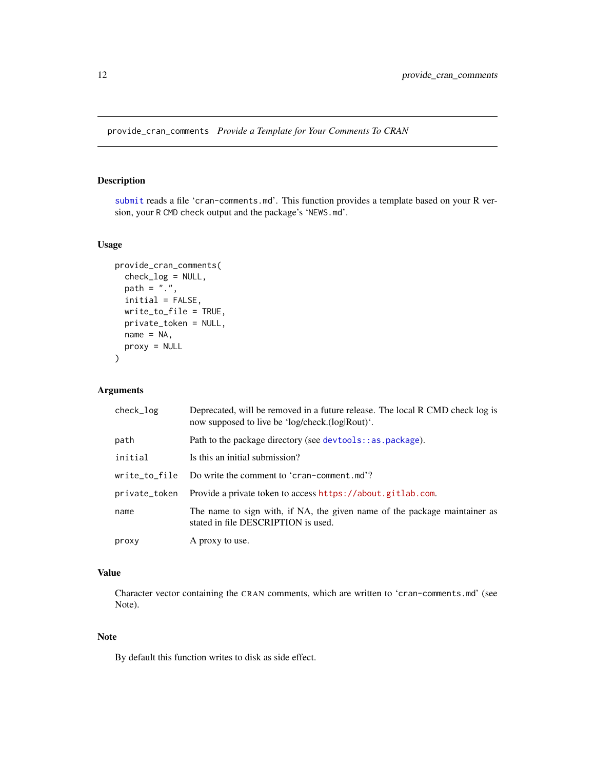## provide_cran_comments *Provide a Template for Your Comments To CRAN*

### Description

`submit` reads a file 'cran-comments.md'. This function provides a template based on your R version, your R CMD check output and the package's 'NEWS.md'.

### Usage

```
provide_cran_comments(
  check_log = NULL,
  path = ".",
  initial = FALSE,
  write_to_file = TRUE,
  private_token = NULL,
  name = NA,
  proxy = NULL
)
```

### Arguments

| | |
|---|---|
| `check_log` | Deprecated, will be removed in a future release. The local R CMD check log is now supposed to live be 'log/check.(log\|Rout)'. |
| `path` | Path to the package directory (see `devtools::as.package`). |
| `initial` | Is this an initial submission? |
| `write_to_file` | Do write the comment to 'cran-comment.md'? |
| `private_token` | Provide a private token to access https://about.gitlab.com. |
| `name` | The name to sign with, if NA, the given name of the package maintainer as stated in file DESCRIPTION is used. |
| `proxy` | A proxy to use. |

### Value

Character vector containing the CRAN comments, which are written to 'cran-comments.md' (see Note).

### Note

By default this function writes to disk as side effect.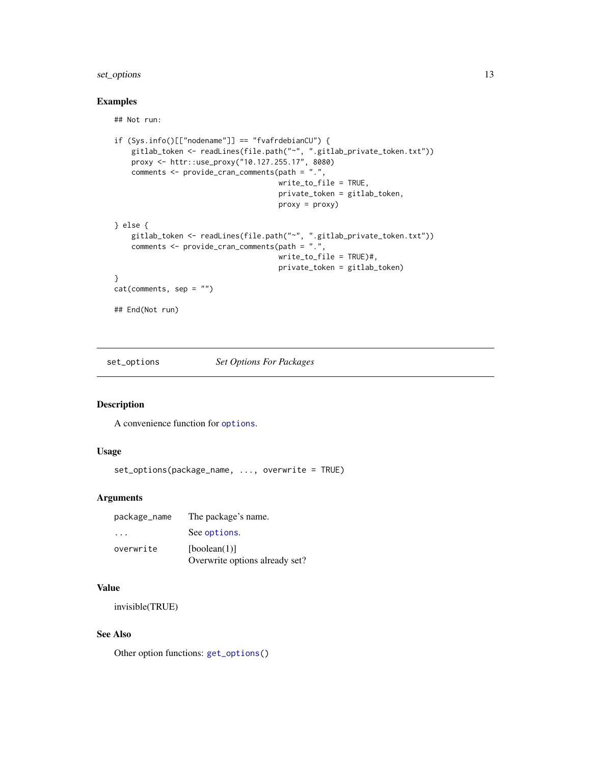### Examples

```
## Not run:

if (Sys.info()[["nodename"]] == "fvafrdebianCU") {
    gitlab_token <- readLines(file.path("~", ".gitlab_private_token.txt"))
    proxy <- httr::use_proxy("10.127.255.17", 8080)
    comments <- provide_cran_comments(path = ".",
                                      write_to_file = TRUE,
                                      private_token = gitlab_token,
                                      proxy = proxy)

} else {
    gitlab_token <- readLines(file.path("~", ".gitlab_private_token.txt"))
    comments <- provide_cran_comments(path = ".",
                                      write_to_file = TRUE)#,
                                      private_token = gitlab_token)
}
cat(comments, sep = "")

## End(Not run)
```

---

## set_options — *Set Options For Packages*

---

### Description

A convenience function for `options`.

### Usage

```
set_options(package_name, ..., overwrite = TRUE)
```

### Arguments

| | |
|---|---|
| `package_name` | The package's name. |
| `...` | See `options`. |
| `overwrite` | [boolean(1)] Overwrite options already set? |

### Value

invisible(TRUE)

### See Also

Other option functions: `get_options()`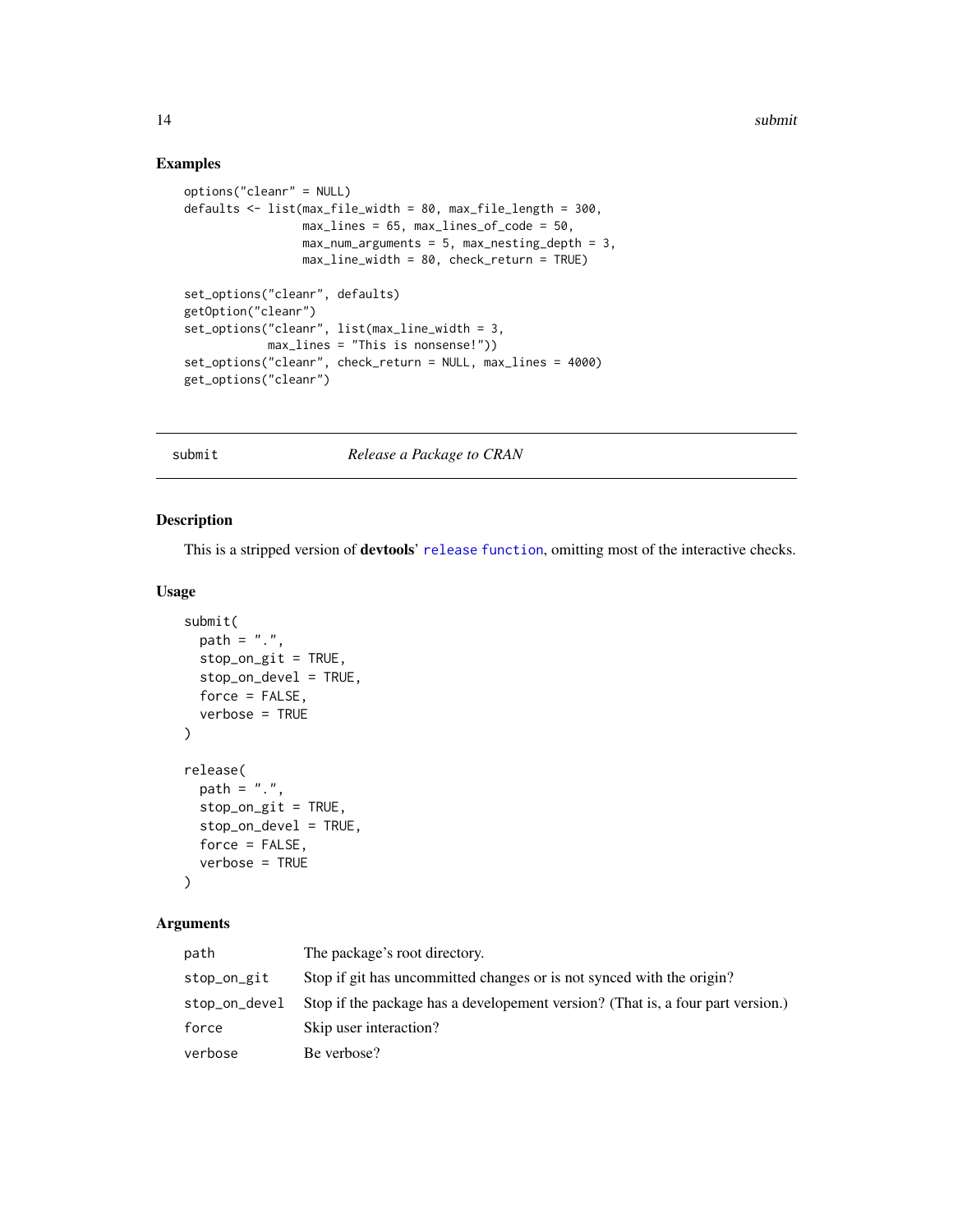### Examples

```
options("cleanr" = NULL)
defaults <- list(max_file_width = 80, max_file_length = 300,
                 max_lines = 65, max_lines_of_code = 50,
                 max_num_arguments = 5, max_nesting_depth = 3,
                 max_line_width = 80, check_return = TRUE)

set_options("cleanr", defaults)
getOption("cleanr")
set_options("cleanr", list(max_line_width = 3,
            max_lines = "This is nonsense!"))
set_options("cleanr", check_return = NULL, max_lines = 4000)
get_options("cleanr")
```

---

## submit — *Release a Package to CRAN*

### Description

This is a stripped version of **devtools**' `release function`, omitting most of the interactive checks.

### Usage

```
submit(
  path = ".",
  stop_on_git = TRUE,
  stop_on_devel = TRUE,
  force = FALSE,
  verbose = TRUE
)

release(
  path = ".",
  stop_on_git = TRUE,
  stop_on_devel = TRUE,
  force = FALSE,
  verbose = TRUE
)
```

### Arguments

| | |
|---|---|
| `path` | The package's root directory. |
| `stop_on_git` | Stop if git has uncommitted changes or is not synced with the origin? |
| `stop_on_devel` | Stop if the package has a developement version? (That is, a four part version.) |
| `force` | Skip user interaction? |
| `verbose` | Be verbose? |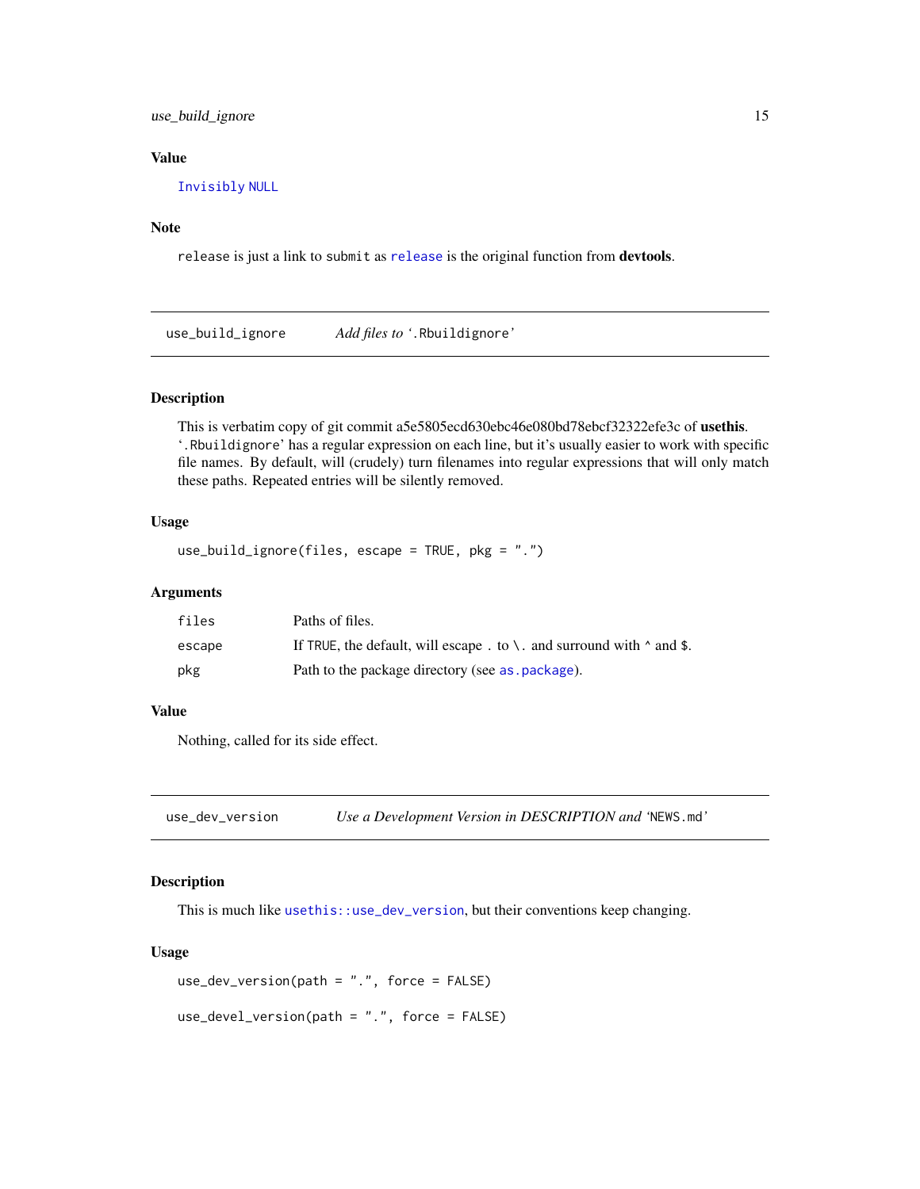### Value

`Invisibly` `NULL`

### Note

`release` is just a link to `submit` as `release` is the original function from **devtools**.

---

## use_build_ignore *Add files to '.Rbuildignore'*

### Description

This is verbatim copy of git commit a5e5805ecd630ebc46e080bd78ebcf32322efe3c of **usethis**. '`.Rbuildignore`' has a regular expression on each line, but it's usually easier to work with specific file names. By default, will (crudely) turn filenames into regular expressions that will only match these paths. Repeated entries will be silently removed.

### Usage

```
use_build_ignore(files, escape = TRUE, pkg = ".")
```

### Arguments

| | |
|---|---|
| `files` | Paths of files. |
| `escape` | If `TRUE`, the default, will escape `.` to `\.` and surround with `^` and `$`. |
| `pkg` | Path to the package directory (see `as.package`). |

### Value

Nothing, called for its side effect.

---

## use_dev_version *Use a Development Version in DESCRIPTION and 'NEWS.md'*

### Description

This is much like `usethis::use_dev_version`, but their conventions keep changing.

### Usage

```
use_dev_version(path = ".", force = FALSE)

use_devel_version(path = ".", force = FALSE)
```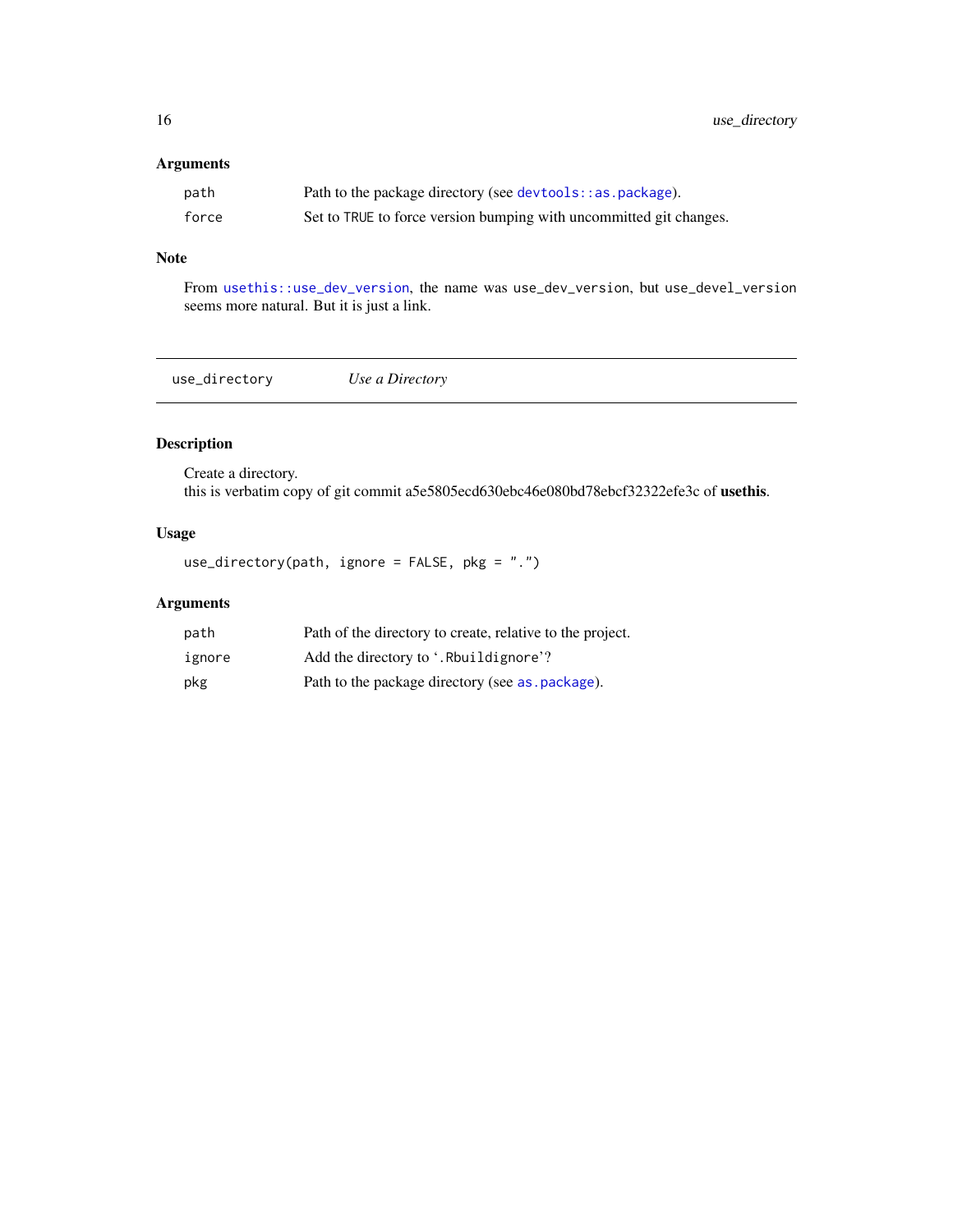### Arguments

| | |
|---|---|
| path | Path to the package directory (see `devtools::as.package`). |
| force | Set to `TRUE` to force version bumping with uncommitted git changes. |

### Note

From `usethis::use_dev_version`, the name was `use_dev_version`, but `use_devel_version` seems more natural. But it is just a link.

---

## use_directory — *Use a Directory*

### Description

Create a directory.
this is verbatim copy of git commit a5e5805ecd630ebc46e080bd78ebcf32322efe3c of **usethis**.

### Usage

```
use_directory(path, ignore = FALSE, pkg = ".")
```

### Arguments

| | |
|---|---|
| path | Path of the directory to create, relative to the project. |
| ignore | Add the directory to '`.Rbuildignore`'? |
| pkg | Path to the package directory (see `as.package`). |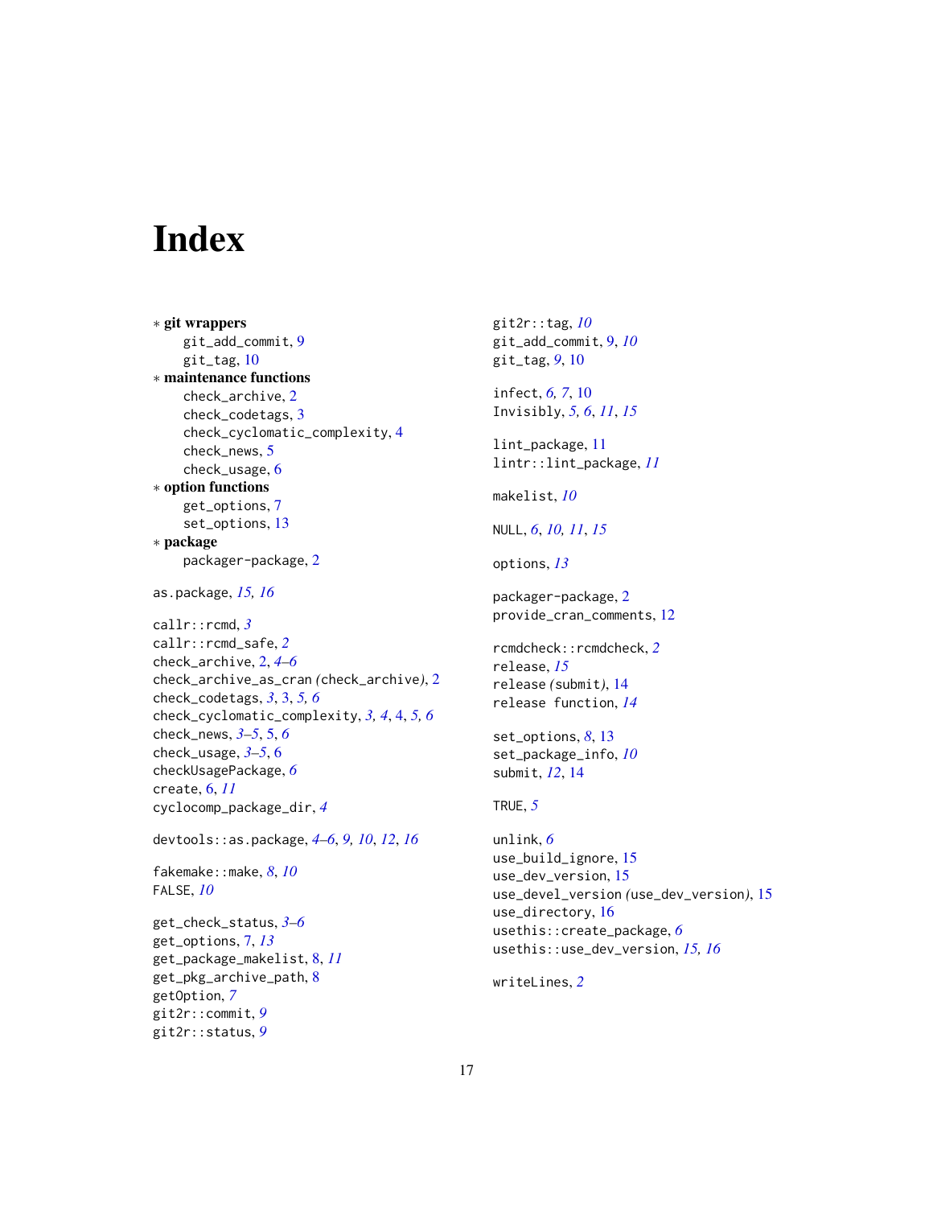# Index

∗ **git wrappers**
  git_add_commit, 9
  git_tag, 10
∗ **maintenance functions**
  check_archive, 2
  check_codetags, 3
  check_cyclomatic_complexity, 4
  check_news, 5
  check_usage, 6
∗ **option functions**
  get_options, 7
  set_options, 13
∗ **package**
  packager-package, 2

as.package, *15, 16*

callr::rcmd, *3*
callr::rcmd_safe, *2*
check_archive, 2, *4–6*
check_archive_as_cran (check_archive), 2
check_codetags, *3*, 3, *5, 6*
check_cyclomatic_complexity, *3, 4*, 4, *5, 6*
check_news, *3–5*, 5, *6*
check_usage, *3–5*, 6
checkUsagePackage, *6*
create, 6, *11*
cyclocomp_package_dir, *4*

devtools::as.package, *4–6*, *9, 10*, *12*, *16*

fakemake::make, *8*, *10*
FALSE, *10*

get_check_status, *3–6*
get_options, 7, *13*
get_package_makelist, 8, *11*
get_pkg_archive_path, 8
getOption, *7*
git2r::commit, *9*
git2r::status, *9*
git2r::tag, *10*
git_add_commit, 9, *10*
git_tag, *9*, 10

infect, *6, 7*, 10
Invisibly, *5, 6*, *11*, *15*

lint_package, 11
lintr::lint_package, *11*

makelist, *10*

NULL, *6*, *10, 11*, *15*

options, *13*

packager-package, 2
provide_cran_comments, 12

rcmdcheck::rcmdcheck, *2*
release, *15*
release (submit), 14
release function, *14*

set_options, *8*, 13
set_package_info, *10*
submit, *12*, 14

TRUE, *5*

unlink, *6*
use_build_ignore, 15
use_dev_version, 15
use_devel_version (use_dev_version), 15
use_directory, 16
usethis::create_package, *6*
usethis::use_dev_version, *15, 16*

writeLines, *2*